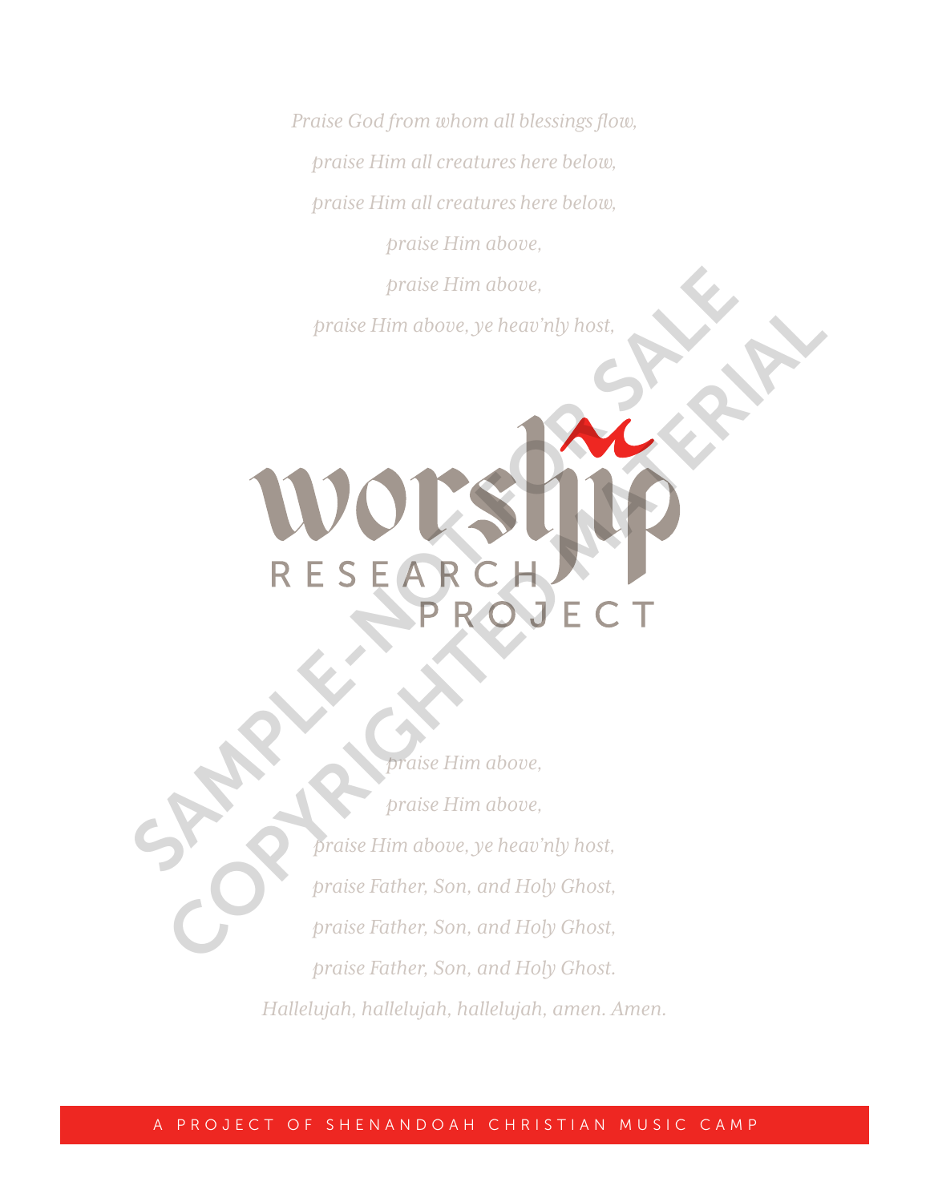*Praise God from whom all blessings flow,*

*praise Him all creatures here below,*

*praise Him all creatures here below,*

*praise Him above,*

*praise Him above,*

*praise Him above, ye heav'nly host,*

# worship

RESEARCH PROJECT

SAMPLE-NOT FOR SALE

COPYRIGHTED MATERIAL

*praise Him above,*

*praise Him above,*

*praise Him above, ye heav'nly host,*

*praise Father, Son, and Holy Ghost,*

*praise Father, Son, and Holy Ghost,*

*praise Father, Son, and Holy Ghost.*

*Hallelujah, hallelujah, hallelujah, amen. Amen.*

A PROJECT OF SHENANDOAH CHRISTIAN MUSIC CAMP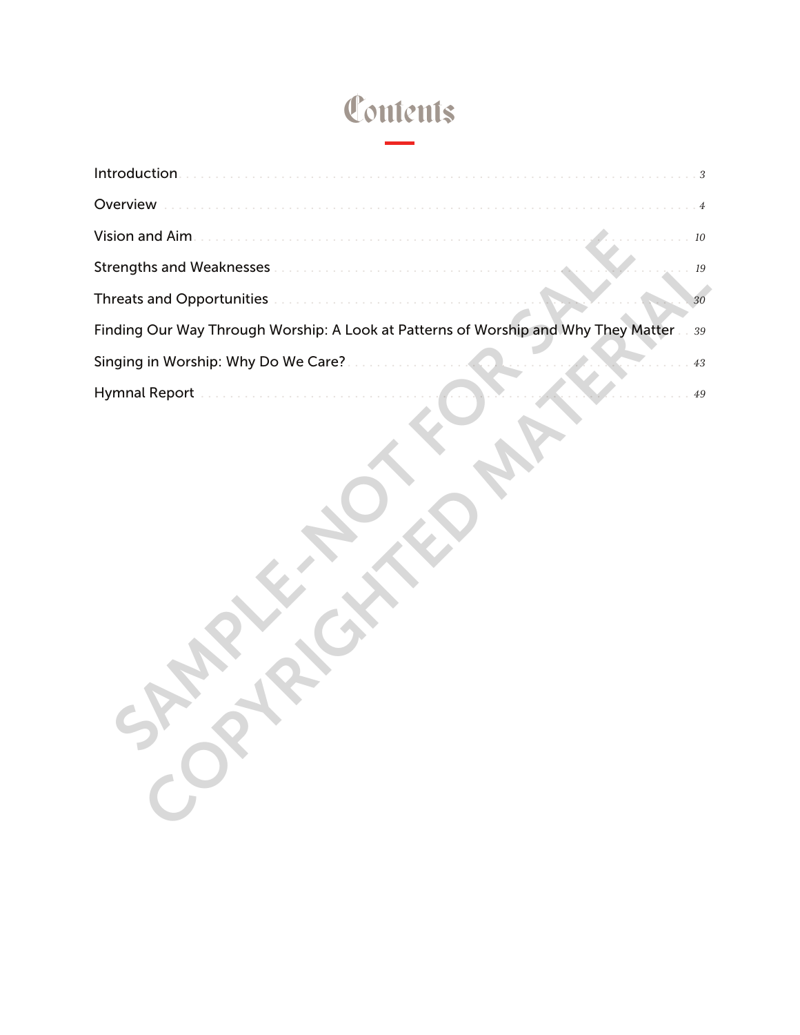# Contents

| | |
|---|---|
| Introduction | 3 |
| Overview | 4 |
| Vision and Aim | 10 |
| Strengths and Weaknesses | 19 |
| Threats and Opportunities | 30 |
| Finding Our Way Through Worship: A Look at Patterns of Worship and Why They Matter | 39 |
| Singing in Worship: Why Do We Care? | 43 |
| Hymnal Report | 49 |

SAMPLE-NOT FOR SALE
COPYRIGHTED MATERIAL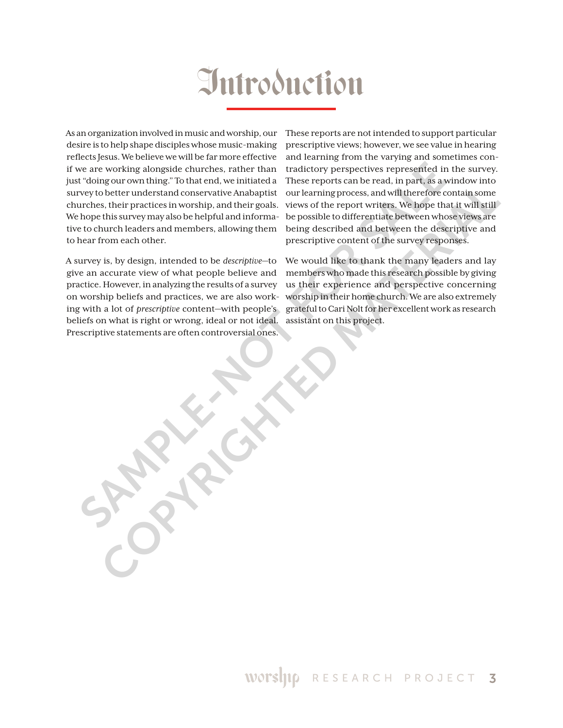# Introduction

As an organization involved in music and worship, our desire is to help shape disciples whose music-making reflects Jesus. We believe we will be far more effective if we are working alongside churches, rather than just "doing our own thing." To that end, we initiated a survey to better understand conservative Anabaptist churches, their practices in worship, and their goals. We hope this survey may also be helpful and informative to church leaders and members, allowing them to hear from each other.

A survey is, by design, intended to be *descriptive*—to give an accurate view of what people believe and practice. However, in analyzing the results of a survey on worship beliefs and practices, we are also working with a lot of *prescriptive* content—with people's beliefs on what is right or wrong, ideal or not ideal. Prescriptive statements are often controversial ones.

These reports are not intended to support particular prescriptive views; however, we see value in hearing and learning from the varying and sometimes contradictory perspectives represented in the survey. These reports can be read, in part, as a window into our learning process, and will therefore contain some views of the report writers. We hope that it will still be possible to differentiate between whose views are being described and between the descriptive and prescriptive content of the survey responses.

We would like to thank the many leaders and lay members who made this research possible by giving us their experience and perspective concerning worship in their home church. We are also extremely grateful to Cari Nolt for her excellent work as research assistant on this project.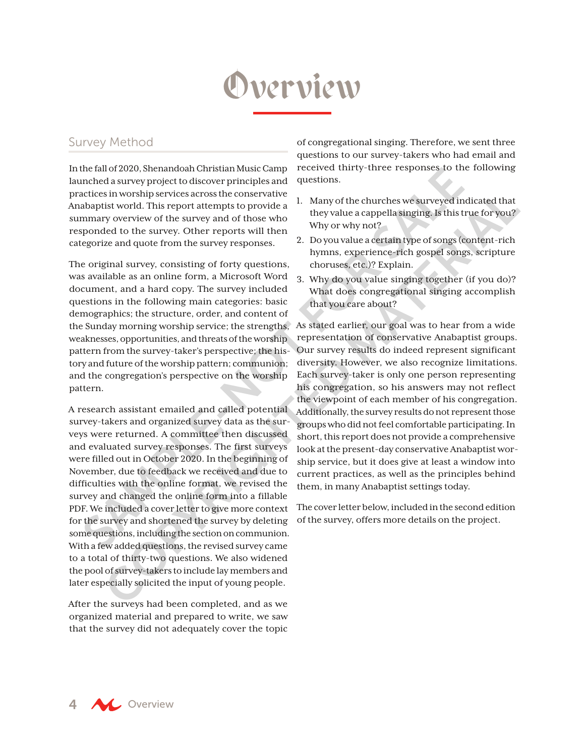# Overview

## Survey Method

In the fall of 2020, Shenandoah Christian Music Camp launched a survey project to discover principles and practices in worship services across the conservative Anabaptist world. This report attempts to provide a summary overview of the survey and of those who responded to the survey. Other reports will then categorize and quote from the survey responses.

The original survey, consisting of forty questions, was available as an online form, a Microsoft Word document, and a hard copy. The survey included questions in the following main categories: basic demographics; the structure, order, and content of the Sunday morning worship service; the strengths, weaknesses, opportunities, and threats of the worship pattern from the survey-taker's perspective; the history and future of the worship pattern; communion; and the congregation's perspective on the worship pattern.

A research assistant emailed and called potential survey-takers and organized survey data as the surveys were returned. A committee then discussed and evaluated survey responses. The first surveys were filled out in October 2020. In the beginning of November, due to feedback we received and due to difficulties with the online format, we revised the survey and changed the online form into a fillable PDF. We included a cover letter to give more context for the survey and shortened the survey by deleting some questions, including the section on communion. With a few added questions, the revised survey came to a total of thirty-two questions. We also widened the pool of survey-takers to include lay members and later especially solicited the input of young people.

After the surveys had been completed, and as we organized material and prepared to write, we saw that the survey did not adequately cover the topic of congregational singing. Therefore, we sent three questions to our survey-takers who had email and received thirty-three responses to the following questions.

1. Many of the churches we surveyed indicated that they value a cappella singing. Is this true for you? Why or why not?
2. Do you value a certain type of songs (content-rich hymns, experience-rich gospel songs, scripture choruses, etc.)? Explain.
3. Why do you value singing together (if you do)? What does congregational singing accomplish that you care about?

As stated earlier, our goal was to hear from a wide representation of conservative Anabaptist groups. Our survey results do indeed represent significant diversity. However, we also recognize limitations. Each survey-taker is only one person representing his congregation, so his answers may not reflect the viewpoint of each member of his congregation. Additionally, the survey results do not represent those groups who did not feel comfortable participating. In short, this report does not provide a comprehensive look at the present-day conservative Anabaptist worship service, but it does give at least a window into current practices, as well as the principles behind them, in many Anabaptist settings today.

The cover letter below, included in the second edition of the survey, offers more details on the project.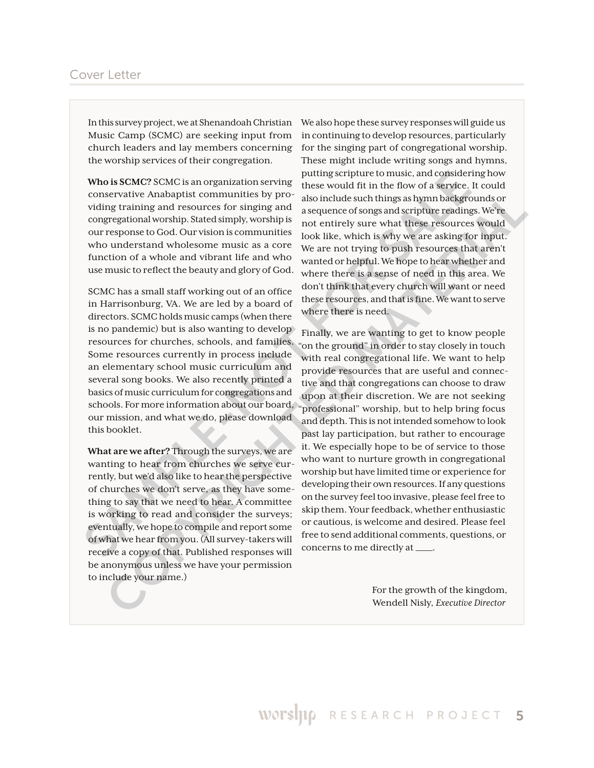## Cover Letter

In this survey project, we at Shenandoah Christian Music Camp (SCMC) are seeking input from church leaders and lay members concerning the worship services of their congregation.

**Who is SCMC?** SCMC is an organization serving conservative Anabaptist communities by providing training and resources for singing and congregational worship. Stated simply, worship is our response to God. Our vision is communities who understand wholesome music as a core function of a whole and vibrant life and who use music to reflect the beauty and glory of God.

SCMC has a small staff working out of an office in Harrisonburg, VA. We are led by a board of directors. SCMC holds music camps (when there is no pandemic) but is also wanting to develop resources for churches, schools, and families. Some resources currently in process include an elementary school music curriculum and several song books. We also recently printed a basics of music curriculum for congregations and schools. For more information about our board, our mission, and what we do, please download this booklet.

**What are we after?** Through the surveys, we are wanting to hear from churches we serve currently, but we'd also like to hear the perspective of churches we don't serve, as they have something to say that we need to hear. A committee is working to read and consider the surveys; eventually, we hope to compile and report some of what we hear from you. (All survey-takers will receive a copy of that. Published responses will be anonymous unless we have your permission to include your name.)

We also hope these survey responses will guide us in continuing to develop resources, particularly for the singing part of congregational worship. These might include writing songs and hymns, putting scripture to music, and considering how these would fit in the flow of a service. It could also include such things as hymn backgrounds or a sequence of songs and scripture readings. We're not entirely sure what these resources would look like, which is why we are asking for input. We are not trying to push resources that aren't wanted or helpful. We hope to hear whether and where there is a sense of need in this area. We don't think that every church will want or need these resources, and that is fine. We want to serve where there is need.

Finally, we are wanting to get to know people "on the ground" in order to stay closely in touch with real congregational life. We want to help provide resources that are useful and connective and that congregations can choose to draw upon at their discretion. We are not seeking "professional" worship, but to help bring focus and depth. This is not intended somehow to look past lay participation, but rather to encourage it. We especially hope to be of service to those who want to nurture growth in congregational worship but have limited time or experience for developing their own resources. If any questions on the survey feel too invasive, please feel free to skip them. Your feedback, whether enthusiastic or cautious, is welcome and desired. Please feel free to send additional comments, questions, or concerns to me directly at ____.

For the growth of the kingdom,
Wendell Nisly, *Executive Director*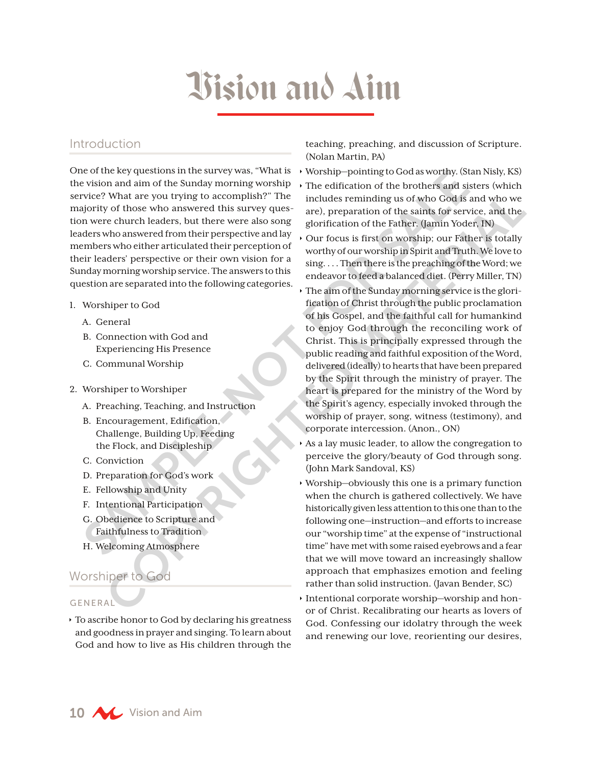# Vision and Aim

## Introduction

One of the key questions in the survey was, "What is the vision and aim of the Sunday morning worship service? What are you trying to accomplish?" The majority of those who answered this survey question were church leaders, but there were also song leaders who answered from their perspective and lay members who either articulated their perception of their leaders' perspective or their own vision for a Sunday morning worship service. The answers to this question are separated into the following categories.

1. Worshiper to God
   - A. General
   - B. Connection with God and Experiencing His Presence
   - C. Communal Worship
2. Worshiper to Worshiper
   - A. Preaching, Teaching, and Instruction
   - B. Encouragement, Edification, Challenge, Building Up, Feeding the Flock, and Discipleship
   - C. Conviction
   - D. Preparation for God's work
   - E. Fellowship and Unity
   - F. Intentional Participation
   - G. Obedience to Scripture and Faithfulness to Tradition
   - H. Welcoming Atmosphere

## Worshiper to God

### GENERAL

- To ascribe honor to God by declaring his greatness and goodness in prayer and singing. To learn about God and how to live as His children through the teaching, preaching, and discussion of Scripture. (Nolan Martin, PA)
- Worship—pointing to God as worthy. (Stan Nisly, KS)
- The edification of the brothers and sisters (which includes reminding us of who God is and who we are), preparation of the saints for service, and the glorification of the Father. (Jamin Yoder, IN)
- Our focus is first on worship; our Father is totally worthy of our worship in Spirit and Truth. We love to sing. . . . Then there is the preaching of the Word; we endeavor to feed a balanced diet. (Perry Miller, TN)
- The aim of the Sunday morning service is the glorification of Christ through the public proclamation of his Gospel, and the faithful call for humankind to enjoy God through the reconciling work of Christ. This is principally expressed through the public reading and faithful exposition of the Word, delivered (ideally) to hearts that have been prepared by the Spirit through the ministry of prayer. The heart is prepared for the ministry of the Word by the Spirit's agency, especially invoked through the worship of prayer, song, witness (testimony), and corporate intercession. (Anon., ON)
- As a lay music leader, to allow the congregation to perceive the glory/beauty of God through song. (John Mark Sandoval, KS)
- Worship—obviously this one is a primary function when the church is gathered collectively. We have historically given less attention to this one than to the following one—instruction—and efforts to increase our "worship time" at the expense of "instructional time" have met with some raised eyebrows and a fear that we will move toward an increasingly shallow approach that emphasizes emotion and feeling rather than solid instruction. (Javan Bender, SC)
- Intentional corporate worship—worship and honor of Christ. Recalibrating our hearts as lovers of God. Confessing our idolatry through the week and renewing our love, reorienting our desires,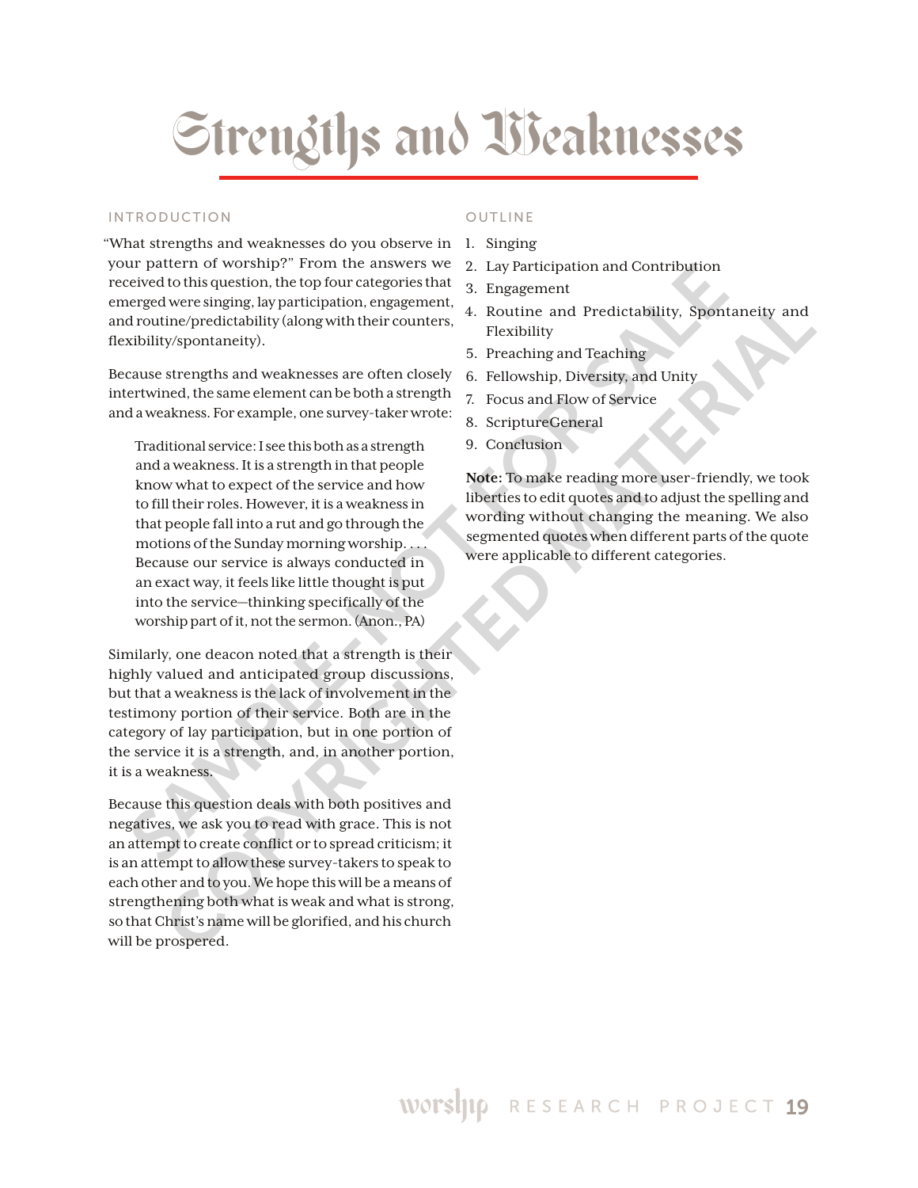# Strengths and Weaknesses

## INTRODUCTION

"What strengths and weaknesses do you observe in your pattern of worship?" From the answers we received to this question, the top four categories that emerged were singing, lay participation, engagement, and routine/predictability (along with their counters, flexibility/spontaneity).

Because strengths and weaknesses are often closely intertwined, the same element can be both a strength and a weakness. For example, one survey-taker wrote:

> Traditional service: I see this both as a strength and a weakness. It is a strength in that people know what to expect of the service and how to fill their roles. However, it is a weakness in that people fall into a rut and go through the motions of the Sunday morning worship. . . . Because our service is always conducted in an exact way, it feels like little thought is put into the service—thinking specifically of the worship part of it, not the sermon. (Anon., PA)

Similarly, one deacon noted that a strength is their highly valued and anticipated group discussions, but that a weakness is the lack of involvement in the testimony portion of their service. Both are in the category of lay participation, but in one portion of the service it is a strength, and, in another portion, it is a weakness.

Because this question deals with both positives and negatives, we ask you to read with grace. This is not an attempt to create conflict or to spread criticism; it is an attempt to allow these survey-takers to speak to each other and to you. We hope this will be a means of strengthening both what is weak and what is strong, so that Christ's name will be glorified, and his church will be prospered.

## OUTLINE

1. Singing
2. Lay Participation and Contribution
3. Engagement
4. Routine and Predictability, Spontaneity and Flexibility
5. Preaching and Teaching
6. Fellowship, Diversity, and Unity
7. Focus and Flow of Service
8. ScriptureGeneral
9. Conclusion

**Note:** To make reading more user-friendly, we took liberties to edit quotes and to adjust the spelling and wording without changing the meaning. We also segmented quotes when different parts of the quote were applicable to different categories.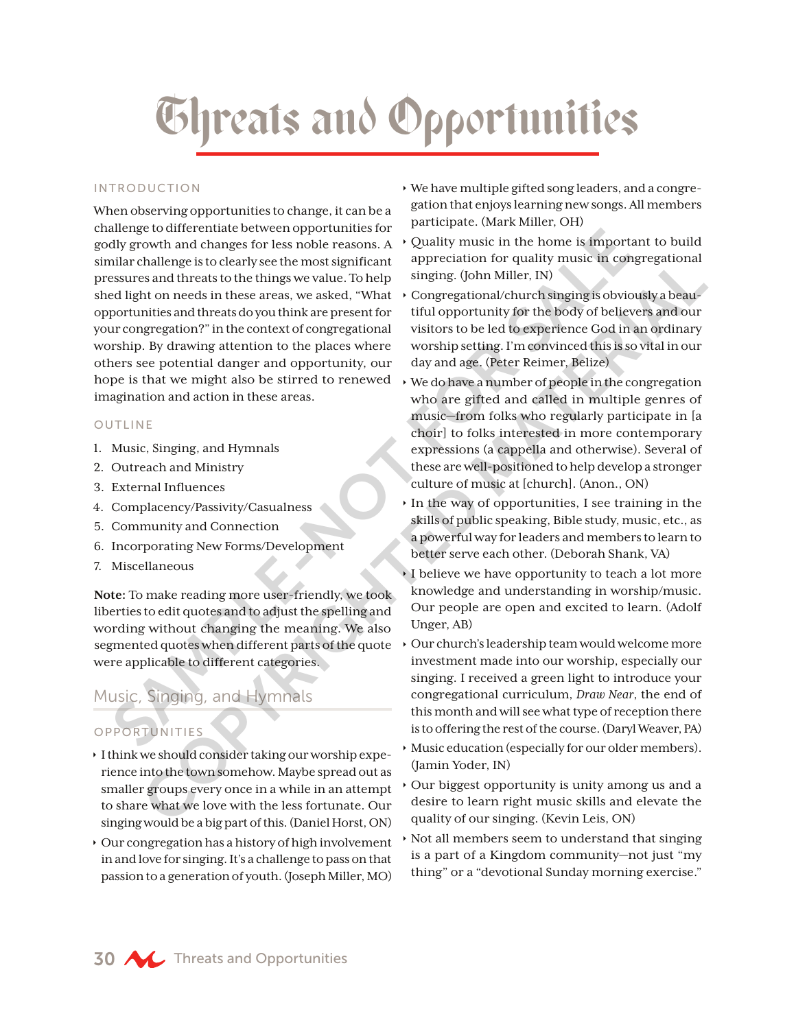# Threats and Opportunities

## INTRODUCTION

When observing opportunities to change, it can be a challenge to differentiate between opportunities for godly growth and changes for less noble reasons. A similar challenge is to clearly see the most significant pressures and threats to the things we value. To help shed light on needs in these areas, we asked, "What opportunities and threats do you think are present for your congregation?" in the context of congregational worship. By drawing attention to the places where others see potential danger and opportunity, our hope is that we might also be stirred to renewed imagination and action in these areas.

## OUTLINE

1. Music, Singing, and Hymnals
2. Outreach and Ministry
3. External Influences
4. Complacency/Passivity/Casualness
5. Community and Connection
6. Incorporating New Forms/Development
7. Miscellaneous

**Note:** To make reading more user-friendly, we took liberties to edit quotes and to adjust the spelling and wording without changing the meaning. We also segmented quotes when different parts of the quote were applicable to different categories.

## Music, Singing, and Hymnals

### OPPORTUNITIES

- I think we should consider taking our worship experience into the town somehow. Maybe spread out as smaller groups every once in a while in an attempt to share what we love with the less fortunate. Our singing would be a big part of this. (Daniel Horst, ON)
- Our congregation has a history of high involvement in and love for singing. It's a challenge to pass on that passion to a generation of youth. (Joseph Miller, MO)
- We have multiple gifted song leaders, and a congregation that enjoys learning new songs. All members participate. (Mark Miller, OH)
- Quality music in the home is important to build appreciation for quality music in congregational singing. (John Miller, IN)
- Congregational/church singing is obviously a beautiful opportunity for the body of believers and our visitors to be led to experience God in an ordinary worship setting. I'm convinced this is so vital in our day and age. (Peter Reimer, Belize)
- We do have a number of people in the congregation who are gifted and called in multiple genres of music—from folks who regularly participate in [a choir] to folks interested in more contemporary expressions (a cappella and otherwise). Several of these are well-positioned to help develop a stronger culture of music at [church]. (Anon., ON)
- In the way of opportunities, I see training in the skills of public speaking, Bible study, music, etc., as a powerful way for leaders and members to learn to better serve each other. (Deborah Shank, VA)
- I believe we have opportunity to teach a lot more knowledge and understanding in worship/music. Our people are open and excited to learn. (Adolf Unger, AB)
- Our church's leadership team would welcome more investment made into our worship, especially our singing. I received a green light to introduce your congregational curriculum, *Draw Near*, the end of this month and will see what type of reception there is to offering the rest of the course. (Daryl Weaver, PA)
- Music education (especially for our older members). (Jamin Yoder, IN)
- Our biggest opportunity is unity among us and a desire to learn right music skills and elevate the quality of our singing. (Kevin Leis, ON)
- Not all members seem to understand that singing is a part of a Kingdom community—not just "my thing" or a "devotional Sunday morning exercise."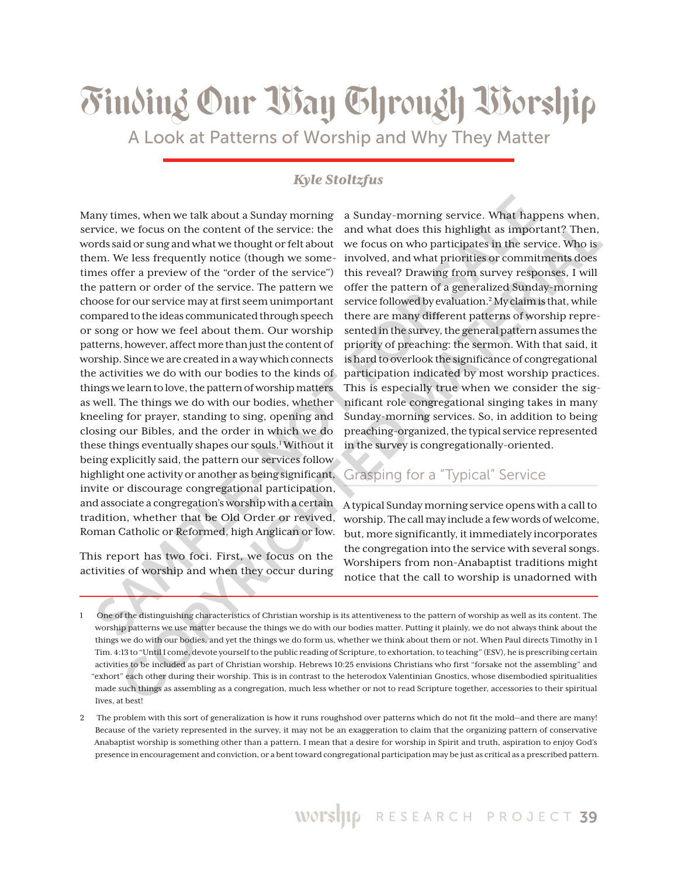# Finding Our Way Through Worship

## A Look at Patterns of Worship and Why They Matter

***Kyle Stoltzfus***

Many times, when we talk about a Sunday morning service, we focus on the content of the service: the words said or sung and what we thought or felt about them. We less frequently notice (though we sometimes offer a preview of the "order of the service") the pattern or order of the service. The pattern we choose for our service may at first seem unimportant compared to the ideas communicated through speech or song or how we feel about them. Our worship patterns, however, affect more than just the content of worship. Since we are created in a way which connects the activities we do with our bodies to the kinds of things we learn to love, the pattern of worship matters as well. The things we do with our bodies, whether kneeling for prayer, standing to sing, opening and closing our Bibles, and the order in which we do these things eventually shapes our souls.[1] Without it being explicitly said, the pattern our services follow highlight one activity or another as being significant, invite or discourage congregational participation, and associate a congregation's worship with a certain tradition, whether that be Old Order or revived, Roman Catholic or Reformed, high Anglican or low.

This report has two foci. First, we focus on the activities of worship and when they occur during a Sunday-morning service. What happens when, and what does this highlight as important? Then, we focus on who participates in the service. Who is involved, and what priorities or commitments does this reveal? Drawing from survey responses, I will offer the pattern of a generalized Sunday-morning service followed by evaluation.[2] My claim is that, while there are many different patterns of worship represented in the survey, the general pattern assumes the priority of preaching: the sermon. With that said, it is hard to overlook the significance of congregational participation indicated by most worship practices. This is especially true when we consider the significant role congregational singing takes in many Sunday-morning services. So, in addition to being preaching-organized, the typical service represented in the survey is congregationally-oriented.

### Grasping for a "Typical" Service

A typical Sunday morning service opens with a call to worship. The call may include a few words of welcome, but, more significantly, it immediately incorporates the congregation into the service with several songs. Worshipers from non-Anabaptist traditions might notice that the call to worship is unadorned with

---

1 One of the distinguishing characteristics of Christian worship is its attentiveness to the pattern of worship as well as its content. The worship patterns we use matter because the things we do with our bodies matter. Putting it plainly, we do not always think about the things we do with our bodies, and yet the things we do form us, whether we think about them or not. When Paul directs Timothy in 1 Tim. 4:13 to "Until I come, devote yourself to the public reading of Scripture, to exhortation, to teaching" (ESV), he is prescribing certain activities to be included as part of Christian worship. Hebrews 10:25 envisions Christians who first "forsake not the assembling" and "exhort" each other during their worship. This is in contrast to the heterodox Valentinian Gnostics, whose disembodied spiritualities made such things as assembling as a congregation, much less whether or not to read Scripture together, accessories to their spiritual lives, at best!

2 The problem with this sort of generalization is how it runs roughshod over patterns which do not fit the mold—and there are many! Because of the variety represented in the survey, it may not be an exaggeration to claim that the organizing pattern of conservative Anabaptist worship is something other than a pattern. I mean that a desire for worship in Spirit and truth, aspiration to enjoy God's presence in encouragement and conviction, or a bent toward congregational participation may be just as critical as a prescribed pattern.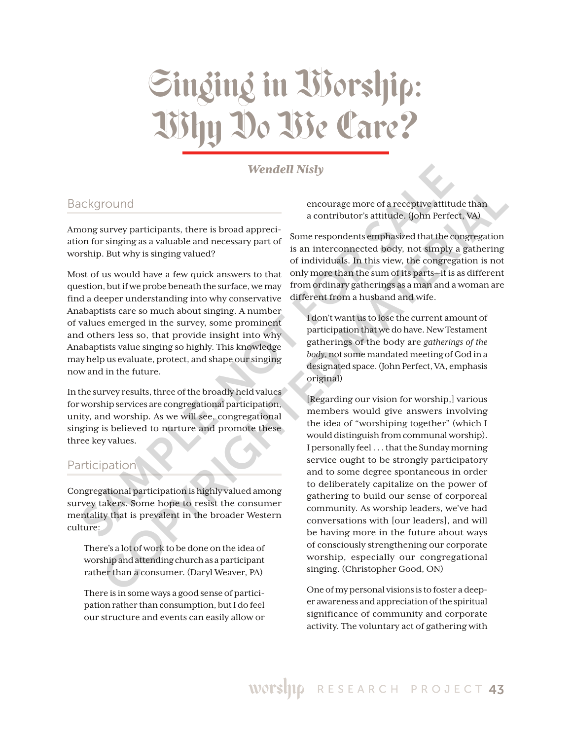# Singing in Worship: Why Do We Care?

***Wendell Nisly***

## Background

Among survey participants, there is broad appreciation for singing as a valuable and necessary part of worship. But why is singing valued?

Most of us would have a few quick answers to that question, but if we probe beneath the surface, we may find a deeper understanding into why conservative Anabaptists care so much about singing. A number of values emerged in the survey, some prominent and others less so, that provide insight into why Anabaptists value singing so highly. This knowledge may help us evaluate, protect, and shape our singing now and in the future.

In the survey results, three of the broadly held values for worship services are congregational participation, unity, and worship. As we will see, congregational singing is believed to nurture and promote these three key values.

## Participation

Congregational participation is highly valued among survey takers. Some hope to resist the consumer mentality that is prevalent in the broader Western culture:

> There's a lot of work to be done on the idea of worship and attending church as a participant rather than a consumer. (Daryl Weaver, PA)

> There is in some ways a good sense of participation rather than consumption, but I do feel our structure and events can easily allow or encourage more of a receptive attitude than a contributor's attitude. (John Perfect, VA)

Some respondents emphasized that the congregation is an interconnected body, not simply a gathering of individuals. In this view, the congregation is not only more than the sum of its parts—it is as different from ordinary gatherings as a man and a woman are different from a husband and wife.

> I don't want us to lose the current amount of participation that we do have. New Testament gatherings of the body are *gatherings of the body*, not some mandated meeting of God in a designated space. (John Perfect, VA, emphasis original)

> [Regarding our vision for worship,] various members would give answers involving the idea of "worshiping together" (which I would distinguish from communal worship). I personally feel . . . that the Sunday morning service ought to be strongly participatory and to some degree spontaneous in order to deliberately capitalize on the power of gathering to build our sense of corporeal community. As worship leaders, we've had conversations with [our leaders], and will be having more in the future about ways of consciously strengthening our corporate worship, especially our congregational singing. (Christopher Good, ON)

> One of my personal visions is to foster a deeper awareness and appreciation of the spiritual significance of community and corporate activity. The voluntary act of gathering with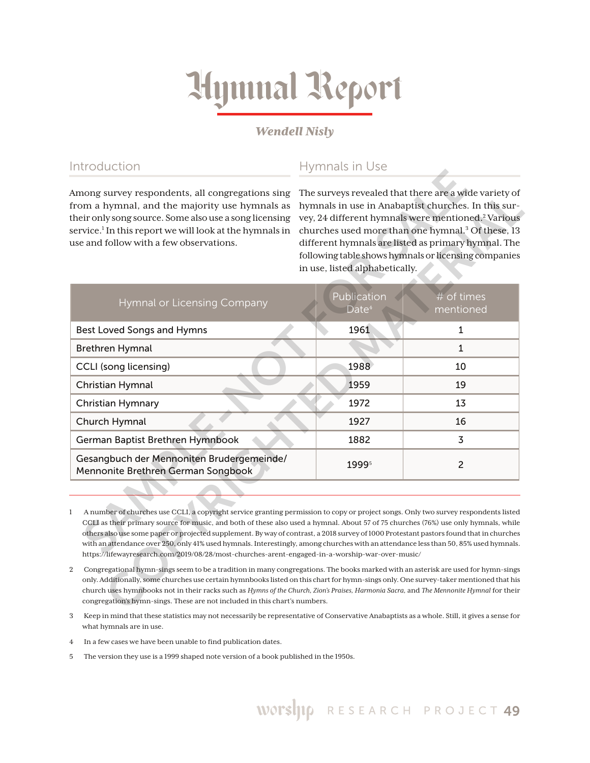# Hymnal Report

***Wendell Nisly***

## Introduction

Among survey respondents, all congregations sing from a hymnal, and the majority use hymnals as their only song source. Some also use a song licensing service.[1] In this report we will look at the hymnals in use and follow with a few observations.

## Hymnals in Use

The surveys revealed that there are a wide variety of hymnals in use in Anabaptist churches. In this survey, 24 different hymnals were mentioned.[2] Various churches used more than one hymnal.[3] Of these, 13 different hymnals are listed as primary hymnal. The following table shows hymnals or licensing companies in use, listed alphabetically.

| Hymnal or Licensing Company | Publication Date[4] | # of times mentioned |
|---|---|---|
| Best Loved Songs and Hymns | 1961 | 1 |
| Brethren Hymnal | | 1 |
| CCLI (song licensing) | 1988 | 10 |
| Christian Hymnal | 1959 | 19 |
| Christian Hymnary | 1972 | 13 |
| Church Hymnal | 1927 | 16 |
| German Baptist Brethren Hymnbook | 1882 | 3 |
| Gesangbuch der Mennoniten Brudergemeinde/ Mennonite Brethren German Songbook | 1999[5] | 2 |

1 A number of churches use CCLI, a copyright service granting permission to copy or project songs. Only two survey respondents listed CCLI as their primary source for music, and both of these also used a hymnal. About 57 of 75 churches (76%) use only hymnals, while others also use some paper or projected supplement. By way of contrast, a 2018 survey of 1000 Protestant pastors found that in churches with an attendance over 250, only 41% used hymnals. Interestingly, among churches with an attendance less than 50, 85% used hymnals. https://lifewayresearch.com/2019/08/28/most-churches-arent-engaged-in-a-worship-war-over-music/

2 Congregational hymn-sings seem to be a tradition in many congregations. The books marked with an asterisk are used for hymn-sings only. Additionally, some churches use certain hymnbooks listed on this chart for hymn-sings only. One survey-taker mentioned that his church uses hymnbooks not in their racks such as *Hymns of the Church, Zion's Praises, Harmonia Sacra,* and *The Mennonite Hymnal* for their congregation's hymn-sings. These are not included in this chart's numbers.

3 Keep in mind that these statistics may not necessarily be representative of Conservative Anabaptists as a whole. Still, it gives a sense for what hymnals are in use.

4 In a few cases we have been unable to find publication dates.

5 The version they use is a 1999 shaped note version of a book published in the 1950s.